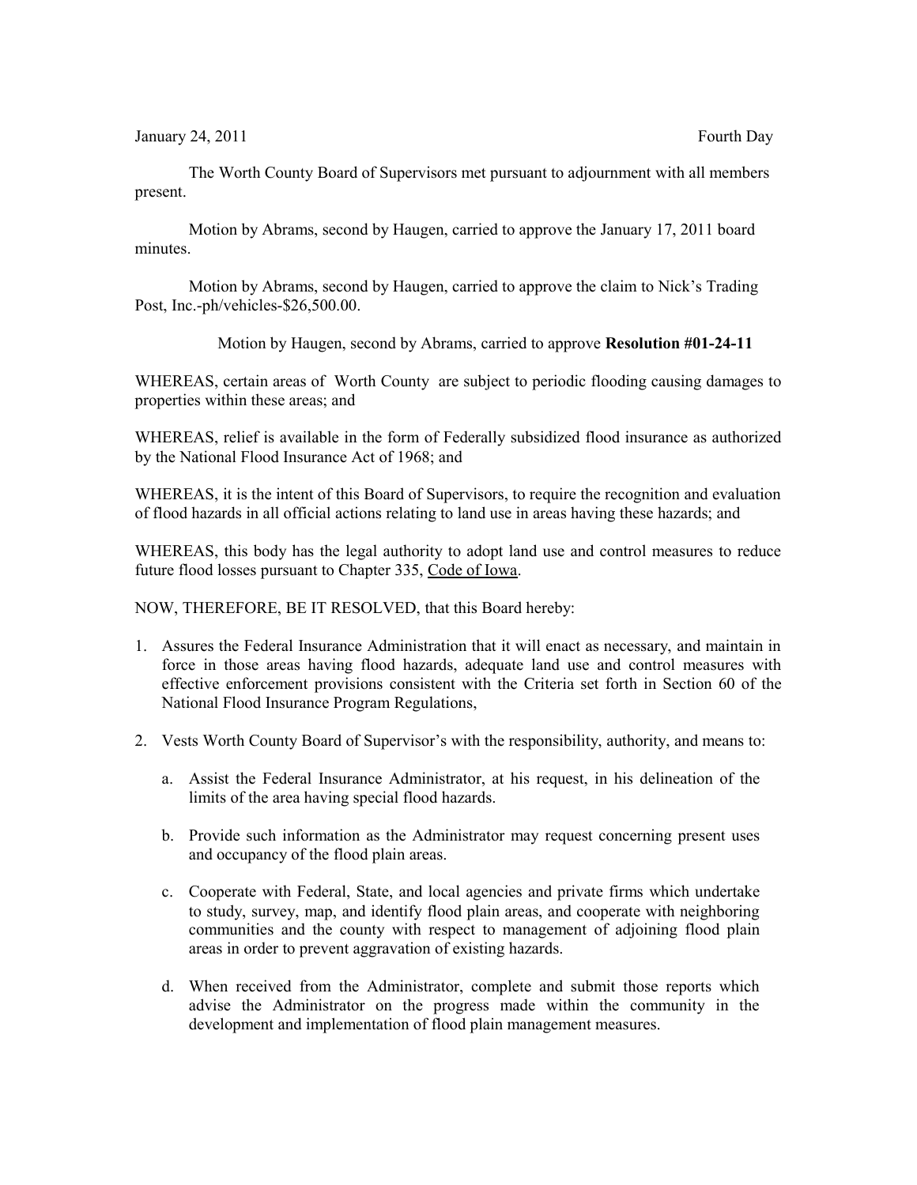January 24, 2011 Fourth Day

The Worth County Board of Supervisors met pursuant to adjournment with all members present.

Motion by Abrams, second by Haugen, carried to approve the January 17, 2011 board minutes.

Motion by Abrams, second by Haugen, carried to approve the claim to Nick's Trading Post, Inc.-ph/vehicles-$26,500.00.

Motion by Haugen, second by Abrams, carried to approve **Resolution #01-24-11**

WHEREAS, certain areas of Worth County are subject to periodic flooding causing damages to properties within these areas; and

WHEREAS, relief is available in the form of Federally subsidized flood insurance as authorized by the National Flood Insurance Act of 1968; and

WHEREAS, it is the intent of this Board of Supervisors, to require the recognition and evaluation of flood hazards in all official actions relating to land use in areas having these hazards; and

WHEREAS, this body has the legal authority to adopt land use and control measures to reduce future flood losses pursuant to Chapter 335, Code of Iowa.

NOW, THEREFORE, BE IT RESOLVED, that this Board hereby:

1. Assures the Federal Insurance Administration that it will enact as necessary, and maintain in force in those areas having flood hazards, adequate land use and control measures with effective enforcement provisions consistent with the Criteria set forth in Section 60 of the National Flood Insurance Program Regulations,

2. Vests Worth County Board of Supervisor's with the responsibility, authority, and means to:

   a. Assist the Federal Insurance Administrator, at his request, in his delineation of the limits of the area having special flood hazards.

   b. Provide such information as the Administrator may request concerning present uses and occupancy of the flood plain areas.

   c. Cooperate with Federal, State, and local agencies and private firms which undertake to study, survey, map, and identify flood plain areas, and cooperate with neighboring communities and the county with respect to management of adjoining flood plain areas in order to prevent aggravation of existing hazards.

   d. When received from the Administrator, complete and submit those reports which advise the Administrator on the progress made within the community in the development and implementation of flood plain management measures.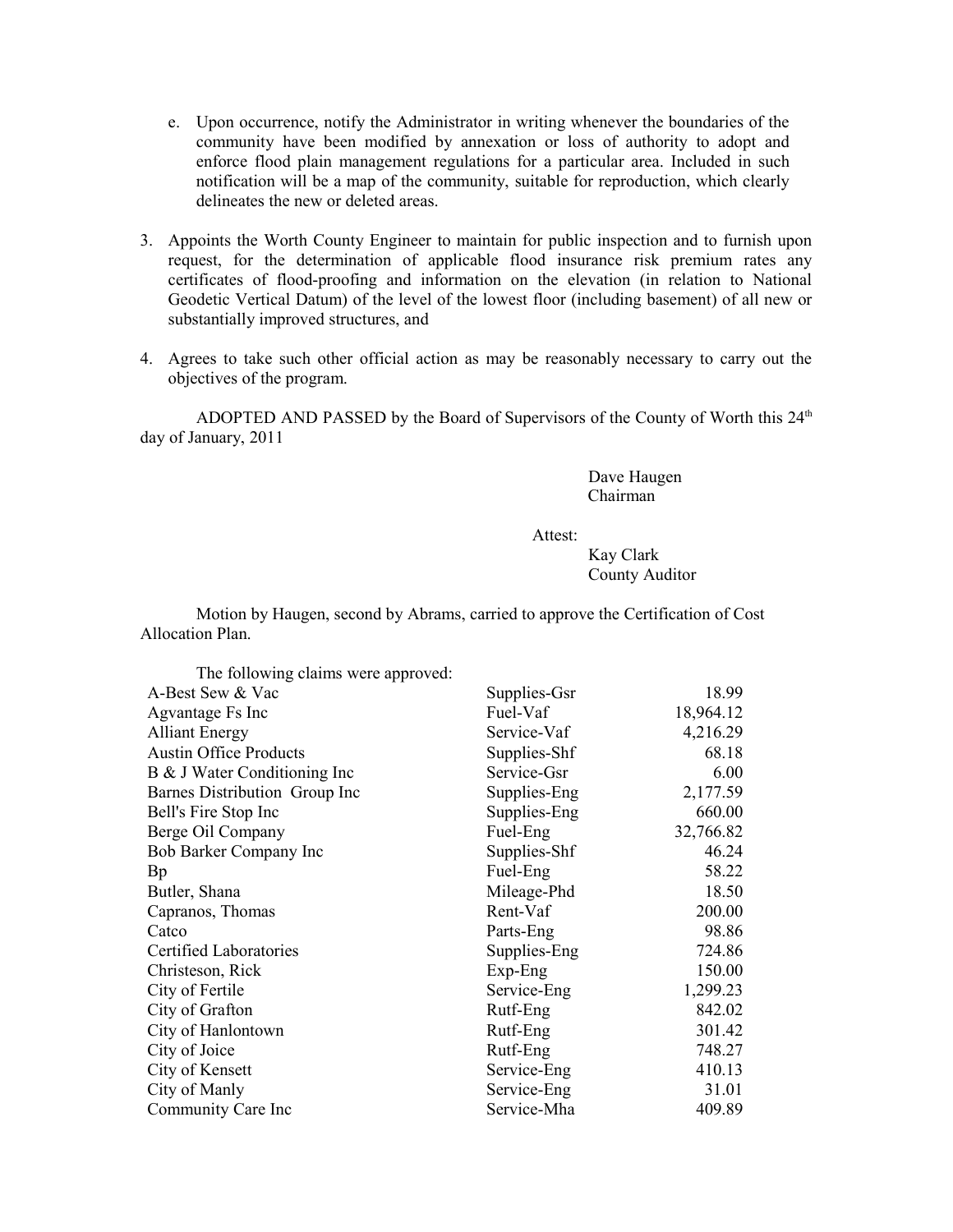e. Upon occurrence, notify the Administrator in writing whenever the boundaries of the community have been modified by annexation or loss of authority to adopt and enforce flood plain management regulations for a particular area. Included in such notification will be a map of the community, suitable for reproduction, which clearly delineates the new or deleted areas.

3. Appoints the Worth County Engineer to maintain for public inspection and to furnish upon request, for the determination of applicable flood insurance risk premium rates any certificates of flood-proofing and information on the elevation (in relation to National Geodetic Vertical Datum) of the level of the lowest floor (including basement) of all new or substantially improved structures, and

4. Agrees to take such other official action as may be reasonably necessary to carry out the objectives of the program.

ADOPTED AND PASSED by the Board of Supervisors of the County of Worth this 24th day of January, 2011

Dave Haugen
Chairman

Attest:

Kay Clark
County Auditor

Motion by Haugen, second by Abrams, carried to approve the Certification of Cost Allocation Plan.

The following claims were approved:

| | | |
|---|---|---|
| A-Best Sew & Vac | Supplies-Gsr | 18.99 |
| Agvantage Fs Inc | Fuel-Vaf | 18,964.12 |
| Alliant Energy | Service-Vaf | 4,216.29 |
| Austin Office Products | Supplies-Shf | 68.18 |
| B & J Water Conditioning Inc | Service-Gsr | 6.00 |
| Barnes Distribution Group Inc | Supplies-Eng | 2,177.59 |
| Bell's Fire Stop Inc | Supplies-Eng | 660.00 |
| Berge Oil Company | Fuel-Eng | 32,766.82 |
| Bob Barker Company Inc | Supplies-Shf | 46.24 |
| Bp | Fuel-Eng | 58.22 |
| Butler, Shana | Mileage-Phd | 18.50 |
| Capranos, Thomas | Rent-Vaf | 200.00 |
| Catco | Parts-Eng | 98.86 |
| Certified Laboratories | Supplies-Eng | 724.86 |
| Christeson, Rick | Exp-Eng | 150.00 |
| City of Fertile | Service-Eng | 1,299.23 |
| City of Grafton | Rutf-Eng | 842.02 |
| City of Hanlontown | Rutf-Eng | 301.42 |
| City of Joice | Rutf-Eng | 748.27 |
| City of Kensett | Service-Eng | 410.13 |
| City of Manly | Service-Eng | 31.01 |
| Community Care Inc | Service-Mha | 409.89 |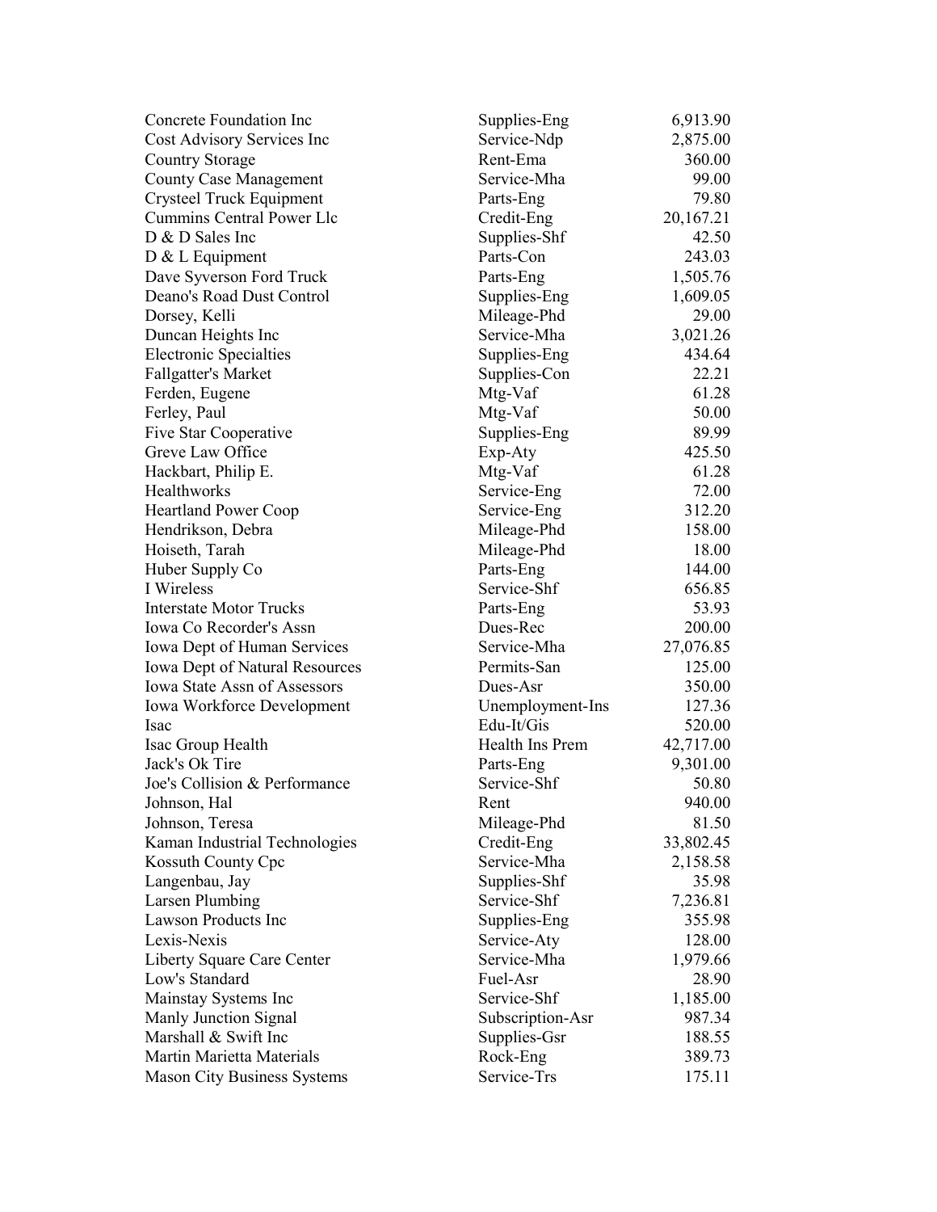| | | |
|---|---|---|
| Concrete Foundation Inc | Supplies-Eng | 6,913.90 |
| Cost Advisory Services Inc | Service-Ndp | 2,875.00 |
| Country Storage | Rent-Ema | 360.00 |
| County Case Management | Service-Mha | 99.00 |
| Crysteel Truck Equipment | Parts-Eng | 79.80 |
| Cummins Central Power Llc | Credit-Eng | 20,167.21 |
| D & D Sales Inc | Supplies-Shf | 42.50 |
| D & L Equipment | Parts-Con | 243.03 |
| Dave Syverson Ford Truck | Parts-Eng | 1,505.76 |
| Deano's Road Dust Control | Supplies-Eng | 1,609.05 |
| Dorsey, Kelli | Mileage-Phd | 29.00 |
| Duncan Heights Inc | Service-Mha | 3,021.26 |
| Electronic Specialties | Supplies-Eng | 434.64 |
| Fallgatter's Market | Supplies-Con | 22.21 |
| Ferden, Eugene | Mtg-Vaf | 61.28 |
| Ferley, Paul | Mtg-Vaf | 50.00 |
| Five Star Cooperative | Supplies-Eng | 89.99 |
| Greve Law Office | Exp-Aty | 425.50 |
| Hackbart, Philip E. | Mtg-Vaf | 61.28 |
| Healthworks | Service-Eng | 72.00 |
| Heartland Power Coop | Service-Eng | 312.20 |
| Hendrikson, Debra | Mileage-Phd | 158.00 |
| Hoiseth, Tarah | Mileage-Phd | 18.00 |
| Huber Supply Co | Parts-Eng | 144.00 |
| I Wireless | Service-Shf | 656.85 |
| Interstate Motor Trucks | Parts-Eng | 53.93 |
| Iowa Co Recorder's Assn | Dues-Rec | 200.00 |
| Iowa Dept of Human Services | Service-Mha | 27,076.85 |
| Iowa Dept of Natural Resources | Permits-San | 125.00 |
| Iowa State Assn of Assessors | Dues-Asr | 350.00 |
| Iowa Workforce Development | Unemployment-Ins | 127.36 |
| Isac | Edu-It/Gis | 520.00 |
| Isac Group Health | Health Ins Prem | 42,717.00 |
| Jack's Ok Tire | Parts-Eng | 9,301.00 |
| Joe's Collision & Performance | Service-Shf | 50.80 |
| Johnson, Hal | Rent | 940.00 |
| Johnson, Teresa | Mileage-Phd | 81.50 |
| Kaman Industrial Technologies | Credit-Eng | 33,802.45 |
| Kossuth County Cpc | Service-Mha | 2,158.58 |
| Langenbau, Jay | Supplies-Shf | 35.98 |
| Larsen Plumbing | Service-Shf | 7,236.81 |
| Lawson Products Inc | Supplies-Eng | 355.98 |
| Lexis-Nexis | Service-Aty | 128.00 |
| Liberty Square Care Center | Service-Mha | 1,979.66 |
| Low's Standard | Fuel-Asr | 28.90 |
| Mainstay Systems Inc | Service-Shf | 1,185.00 |
| Manly Junction Signal | Subscription-Asr | 987.34 |
| Marshall & Swift Inc | Supplies-Gsr | 188.55 |
| Martin Marietta Materials | Rock-Eng | 389.73 |
| Mason City Business Systems | Service-Trs | 175.11 |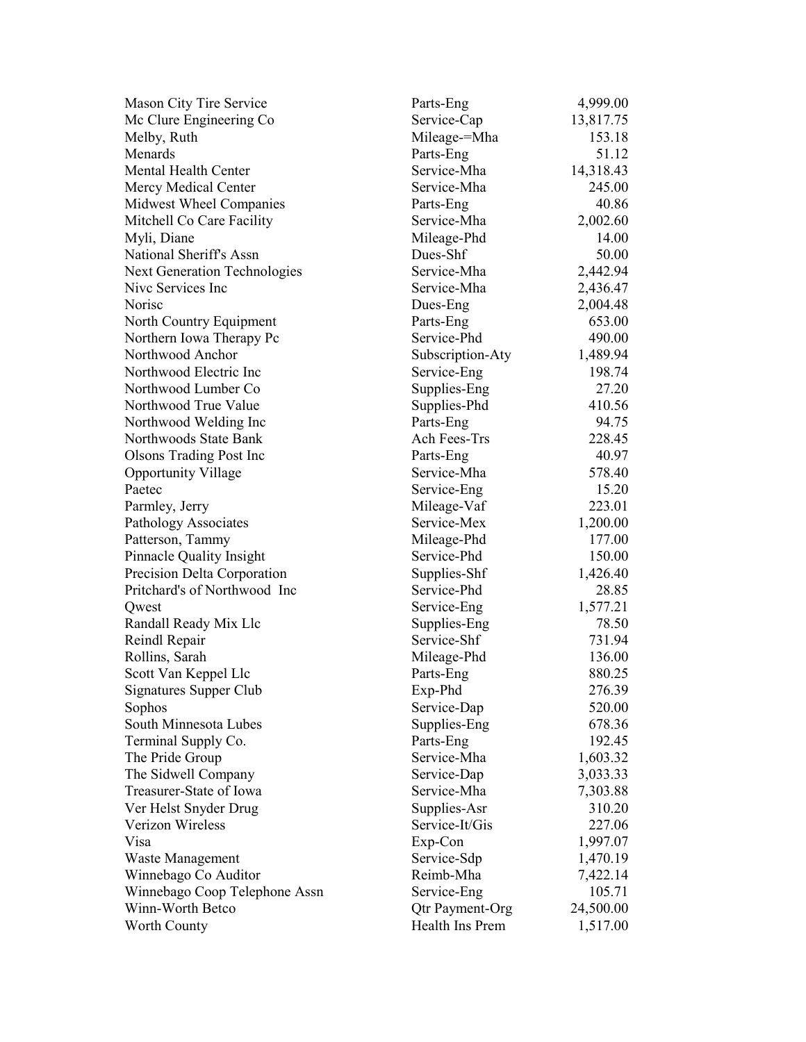| | | |
|---|---|---|
| Mason City Tire Service | Parts-Eng | 4,999.00 |
| Mc Clure Engineering Co | Service-Cap | 13,817.75 |
| Melby, Ruth | Mileage-=Mha | 153.18 |
| Menards | Parts-Eng | 51.12 |
| Mental Health Center | Service-Mha | 14,318.43 |
| Mercy Medical Center | Service-Mha | 245.00 |
| Midwest Wheel Companies | Parts-Eng | 40.86 |
| Mitchell Co Care Facility | Service-Mha | 2,002.60 |
| Myli, Diane | Mileage-Phd | 14.00 |
| National Sheriff's Assn | Dues-Shf | 50.00 |
| Next Generation Technologies | Service-Mha | 2,442.94 |
| Nivc Services Inc | Service-Mha | 2,436.47 |
| Norisc | Dues-Eng | 2,004.48 |
| North Country Equipment | Parts-Eng | 653.00 |
| Northern Iowa Therapy Pc | Service-Phd | 490.00 |
| Northwood Anchor | Subscription-Aty | 1,489.94 |
| Northwood Electric Inc | Service-Eng | 198.74 |
| Northwood Lumber Co | Supplies-Eng | 27.20 |
| Northwood True Value | Supplies-Phd | 410.56 |
| Northwood Welding Inc | Parts-Eng | 94.75 |
| Northwoods State Bank | Ach Fees-Trs | 228.45 |
| Olsons Trading Post Inc | Parts-Eng | 40.97 |
| Opportunity Village | Service-Mha | 578.40 |
| Paetec | Service-Eng | 15.20 |
| Parmley, Jerry | Mileage-Vaf | 223.01 |
| Pathology Associates | Service-Mex | 1,200.00 |
| Patterson, Tammy | Mileage-Phd | 177.00 |
| Pinnacle Quality Insight | Service-Phd | 150.00 |
| Precision Delta Corporation | Supplies-Shf | 1,426.40 |
| Pritchard's of Northwood Inc | Service-Phd | 28.85 |
| Qwest | Service-Eng | 1,577.21 |
| Randall Ready Mix Llc | Supplies-Eng | 78.50 |
| Reindl Repair | Service-Shf | 731.94 |
| Rollins, Sarah | Mileage-Phd | 136.00 |
| Scott Van Keppel Llc | Parts-Eng | 880.25 |
| Signatures Supper Club | Exp-Phd | 276.39 |
| Sophos | Service-Dap | 520.00 |
| South Minnesota Lubes | Supplies-Eng | 678.36 |
| Terminal Supply Co. | Parts-Eng | 192.45 |
| The Pride Group | Service-Mha | 1,603.32 |
| The Sidwell Company | Service-Dap | 3,033.33 |
| Treasurer-State of Iowa | Service-Mha | 7,303.88 |
| Ver Helst Snyder Drug | Supplies-Asr | 310.20 |
| Verizon Wireless | Service-It/Gis | 227.06 |
| Visa | Exp-Con | 1,997.07 |
| Waste Management | Service-Sdp | 1,470.19 |
| Winnebago Co Auditor | Reimb-Mha | 7,422.14 |
| Winnebago Coop Telephone Assn | Service-Eng | 105.71 |
| Winn-Worth Betco | Qtr Payment-Org | 24,500.00 |
| Worth County | Health Ins Prem | 1,517.00 |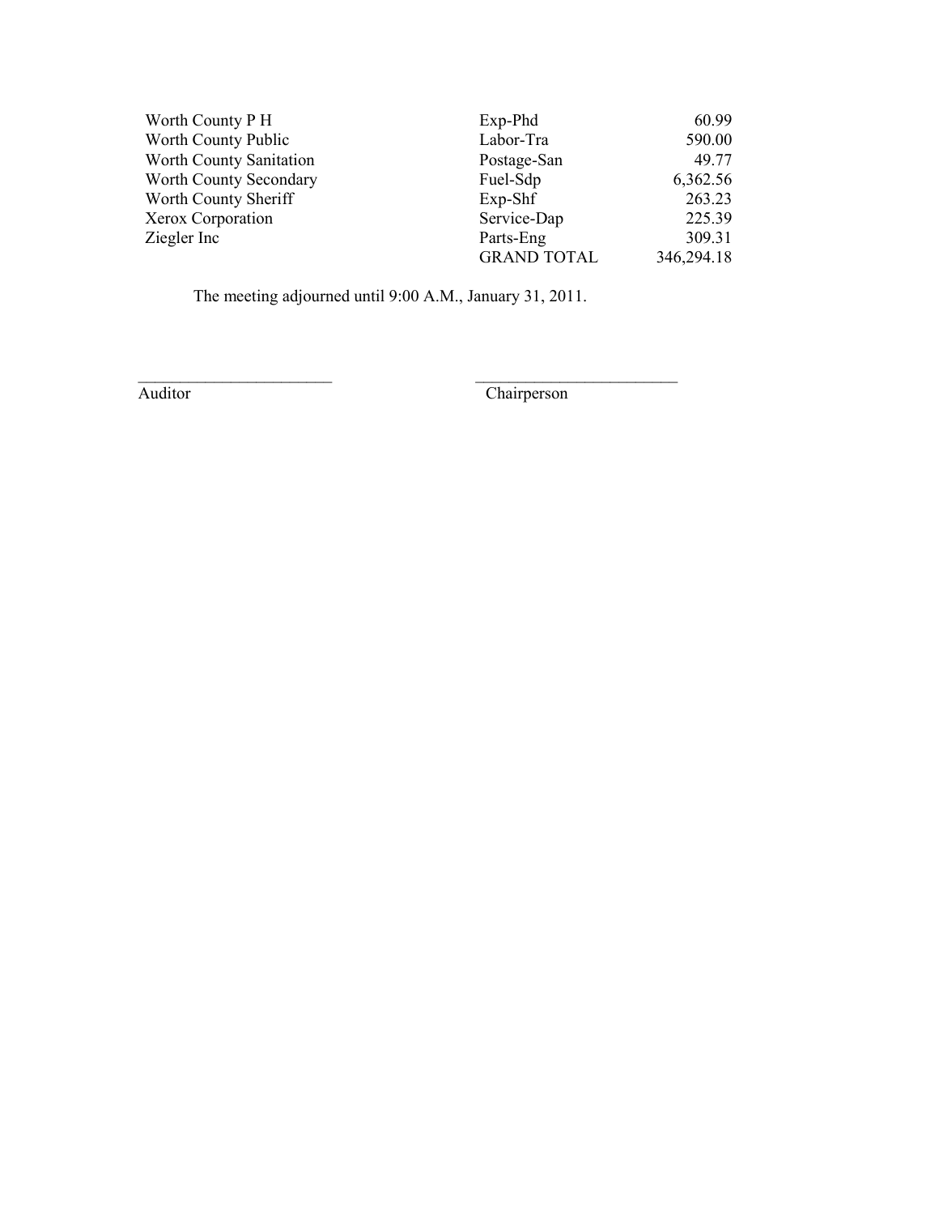| | | |
|---|---|---|
| Worth County P H | Exp-Phd | 60.99 |
| Worth County Public | Labor-Tra | 590.00 |
| Worth County Sanitation | Postage-San | 49.77 |
| Worth County Secondary | Fuel-Sdp | 6,362.56 |
| Worth County Sheriff | Exp-Shf | 263.23 |
| Xerox Corporation | Service-Dap | 225.39 |
| Ziegler Inc | Parts-Eng | 309.31 |
| | GRAND TOTAL | 346,294.18 |

The meeting adjourned until 9:00 A.M., January 31, 2011.

_______________________ _______________________

Auditor Chairperson